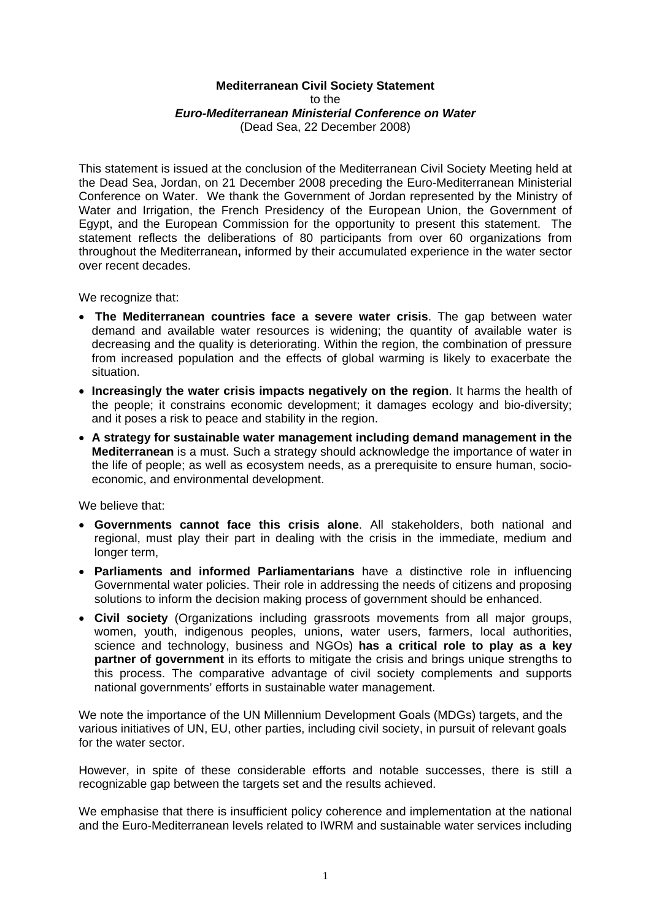**Mediterranean Civil Society Statement**
to the
***Euro-Mediterranean Ministerial Conference on Water***
(Dead Sea, 22 December 2008)

This statement is issued at the conclusion of the Mediterranean Civil Society Meeting held at the Dead Sea, Jordan, on 21 December 2008 preceding the Euro-Mediterranean Ministerial Conference on Water. We thank the Government of Jordan represented by the Ministry of Water and Irrigation, the French Presidency of the European Union, the Government of Egypt, and the European Commission for the opportunity to present this statement. The statement reflects the deliberations of 80 participants from over 60 organizations from throughout the Mediterranean**,** informed by their accumulated experience in the water sector over recent decades.

We recognize that:

- **The Mediterranean countries face a severe water crisis**. The gap between water demand and available water resources is widening; the quantity of available water is decreasing and the quality is deteriorating. Within the region, the combination of pressure from increased population and the effects of global warming is likely to exacerbate the situation.
- **Increasingly the water crisis impacts negatively on the region**. It harms the health of the people; it constrains economic development; it damages ecology and bio-diversity; and it poses a risk to peace and stability in the region.
- **A strategy for sustainable water management including demand management in the Mediterranean** is a must. Such a strategy should acknowledge the importance of water in the life of people; as well as ecosystem needs, as a prerequisite to ensure human, socio-economic, and environmental development.

We believe that:

- **Governments cannot face this crisis alone**. All stakeholders, both national and regional, must play their part in dealing with the crisis in the immediate, medium and longer term,
- **Parliaments and informed Parliamentarians** have a distinctive role in influencing Governmental water policies. Their role in addressing the needs of citizens and proposing solutions to inform the decision making process of government should be enhanced.
- **Civil society** (Organizations including grassroots movements from all major groups, women, youth, indigenous peoples, unions, water users, farmers, local authorities, science and technology, business and NGOs) **has a critical role to play as a key partner of government** in its efforts to mitigate the crisis and brings unique strengths to this process. The comparative advantage of civil society complements and supports national governments' efforts in sustainable water management.

We note the importance of the UN Millennium Development Goals (MDGs) targets, and the various initiatives of UN, EU, other parties, including civil society, in pursuit of relevant goals for the water sector.

However, in spite of these considerable efforts and notable successes, there is still a recognizable gap between the targets set and the results achieved.

We emphasise that there is insufficient policy coherence and implementation at the national and the Euro-Mediterranean levels related to IWRM and sustainable water services including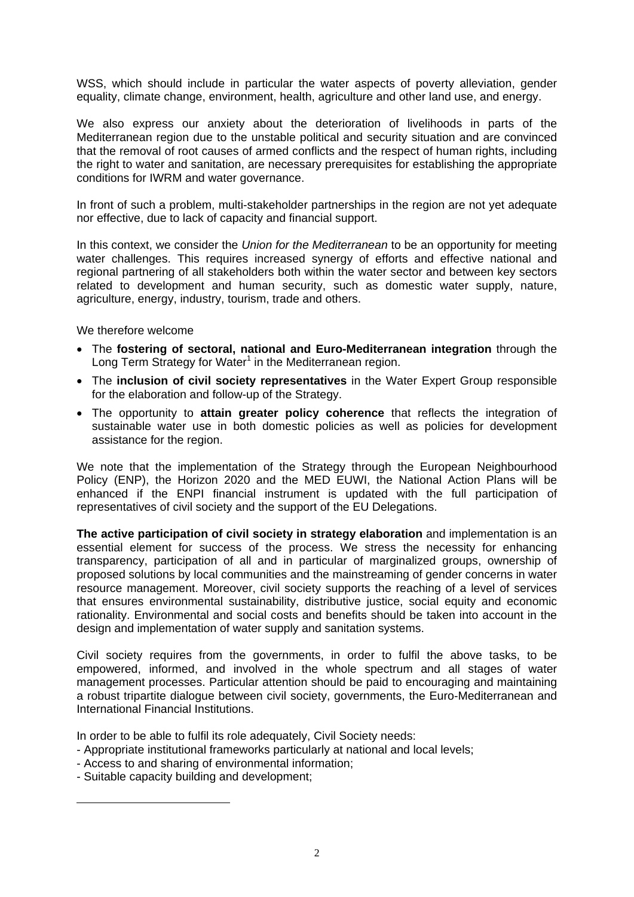WSS, which should include in particular the water aspects of poverty alleviation, gender equality, climate change, environment, health, agriculture and other land use, and energy.

We also express our anxiety about the deterioration of livelihoods in parts of the Mediterranean region due to the unstable political and security situation and are convinced that the removal of root causes of armed conflicts and the respect of human rights, including the right to water and sanitation, are necessary prerequisites for establishing the appropriate conditions for IWRM and water governance.

In front of such a problem, multi-stakeholder partnerships in the region are not yet adequate nor effective, due to lack of capacity and financial support.

In this context, we consider the *Union for the Mediterranean* to be an opportunity for meeting water challenges. This requires increased synergy of efforts and effective national and regional partnering of all stakeholders both within the water sector and between key sectors related to development and human security, such as domestic water supply, nature, agriculture, energy, industry, tourism, trade and others.

We therefore welcome

- The **fostering of sectoral, national and Euro-Mediterranean integration** through the Long Term Strategy for Water[1] in the Mediterranean region.
- The **inclusion of civil society representatives** in the Water Expert Group responsible for the elaboration and follow-up of the Strategy.
- The opportunity to **attain greater policy coherence** that reflects the integration of sustainable water use in both domestic policies as well as policies for development assistance for the region.

We note that the implementation of the Strategy through the European Neighbourhood Policy (ENP), the Horizon 2020 and the MED EUWI, the National Action Plans will be enhanced if the ENPI financial instrument is updated with the full participation of representatives of civil society and the support of the EU Delegations.

**The active participation of civil society in strategy elaboration** and implementation is an essential element for success of the process. We stress the necessity for enhancing transparency, participation of all and in particular of marginalized groups, ownership of proposed solutions by local communities and the mainstreaming of gender concerns in water resource management. Moreover, civil society supports the reaching of a level of services that ensures environmental sustainability, distributive justice, social equity and economic rationality. Environmental and social costs and benefits should be taken into account in the design and implementation of water supply and sanitation systems.

Civil society requires from the governments, in order to fulfil the above tasks, to be empowered, informed, and involved in the whole spectrum and all stages of water management processes. Particular attention should be paid to encouraging and maintaining a robust tripartite dialogue between civil society, governments, the Euro-Mediterranean and International Financial Institutions.

In order to be able to fulfil its role adequately, Civil Society needs:

- Appropriate institutional frameworks particularly at national and local levels;
- Access to and sharing of environmental information;
- Suitable capacity building and development;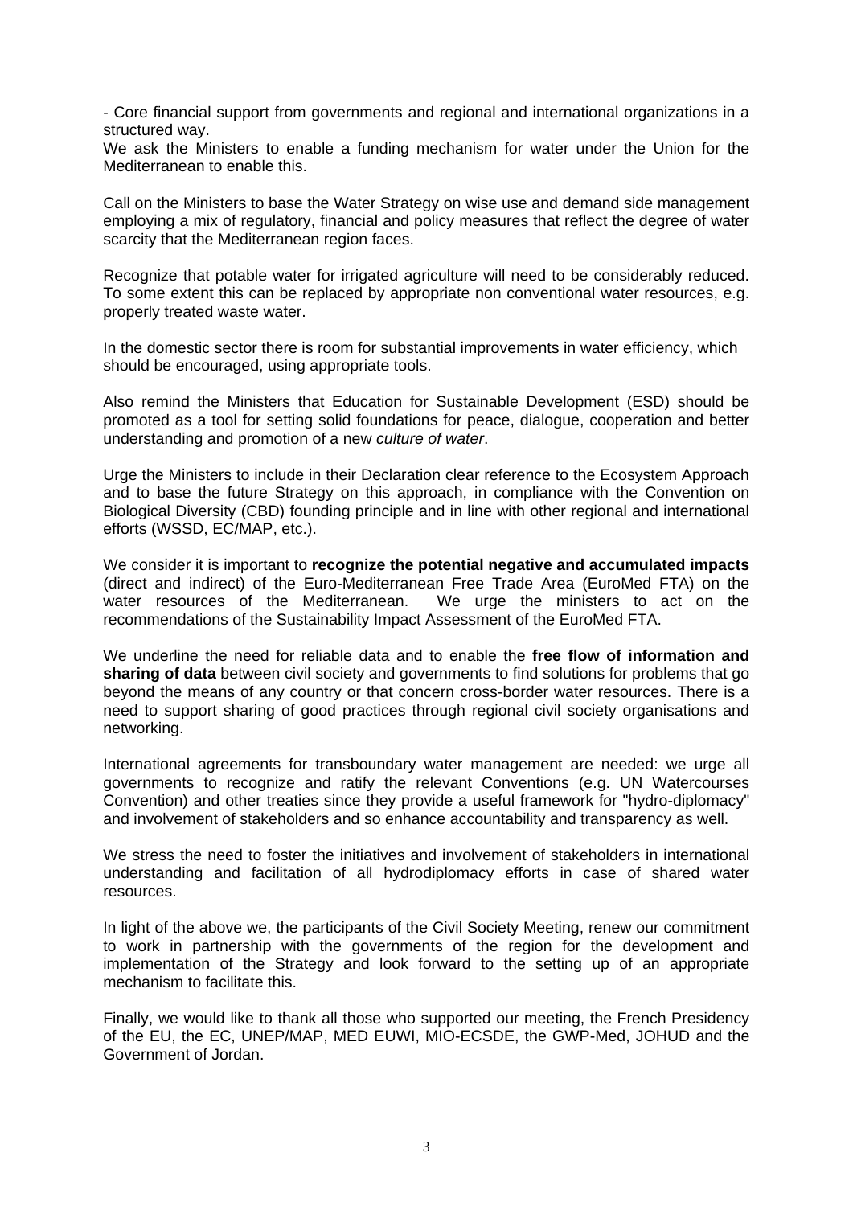- Core financial support from governments and regional and international organizations in a structured way.
We ask the Ministers to enable a funding mechanism for water under the Union for the Mediterranean to enable this.

Call on the Ministers to base the Water Strategy on wise use and demand side management employing a mix of regulatory, financial and policy measures that reflect the degree of water scarcity that the Mediterranean region faces.

Recognize that potable water for irrigated agriculture will need to be considerably reduced. To some extent this can be replaced by appropriate non conventional water resources, e.g. properly treated waste water.

In the domestic sector there is room for substantial improvements in water efficiency, which should be encouraged, using appropriate tools.

Also remind the Ministers that Education for Sustainable Development (ESD) should be promoted as a tool for setting solid foundations for peace, dialogue, cooperation and better understanding and promotion of a new *culture of water*.

Urge the Ministers to include in their Declaration clear reference to the Ecosystem Approach and to base the future Strategy on this approach, in compliance with the Convention on Biological Diversity (CBD) founding principle and in line with other regional and international efforts (WSSD, EC/MAP, etc.).

We consider it is important to **recognize the potential negative and accumulated impacts** (direct and indirect) of the Euro-Mediterranean Free Trade Area (EuroMed FTA) on the water resources of the Mediterranean. We urge the ministers to act on the recommendations of the Sustainability Impact Assessment of the EuroMed FTA.

We underline the need for reliable data and to enable the **free flow of information and sharing of data** between civil society and governments to find solutions for problems that go beyond the means of any country or that concern cross-border water resources. There is a need to support sharing of good practices through regional civil society organisations and networking.

International agreements for transboundary water management are needed: we urge all governments to recognize and ratify the relevant Conventions (e.g. UN Watercourses Convention) and other treaties since they provide a useful framework for "hydro-diplomacy" and involvement of stakeholders and so enhance accountability and transparency as well.

We stress the need to foster the initiatives and involvement of stakeholders in international understanding and facilitation of all hydrodiplomacy efforts in case of shared water resources.

In light of the above we, the participants of the Civil Society Meeting, renew our commitment to work in partnership with the governments of the region for the development and implementation of the Strategy and look forward to the setting up of an appropriate mechanism to facilitate this.

Finally, we would like to thank all those who supported our meeting, the French Presidency of the EU, the EC, UNEP/MAP, MED EUWI, MIO-ECSDE, the GWP-Med, JOHUD and the Government of Jordan.